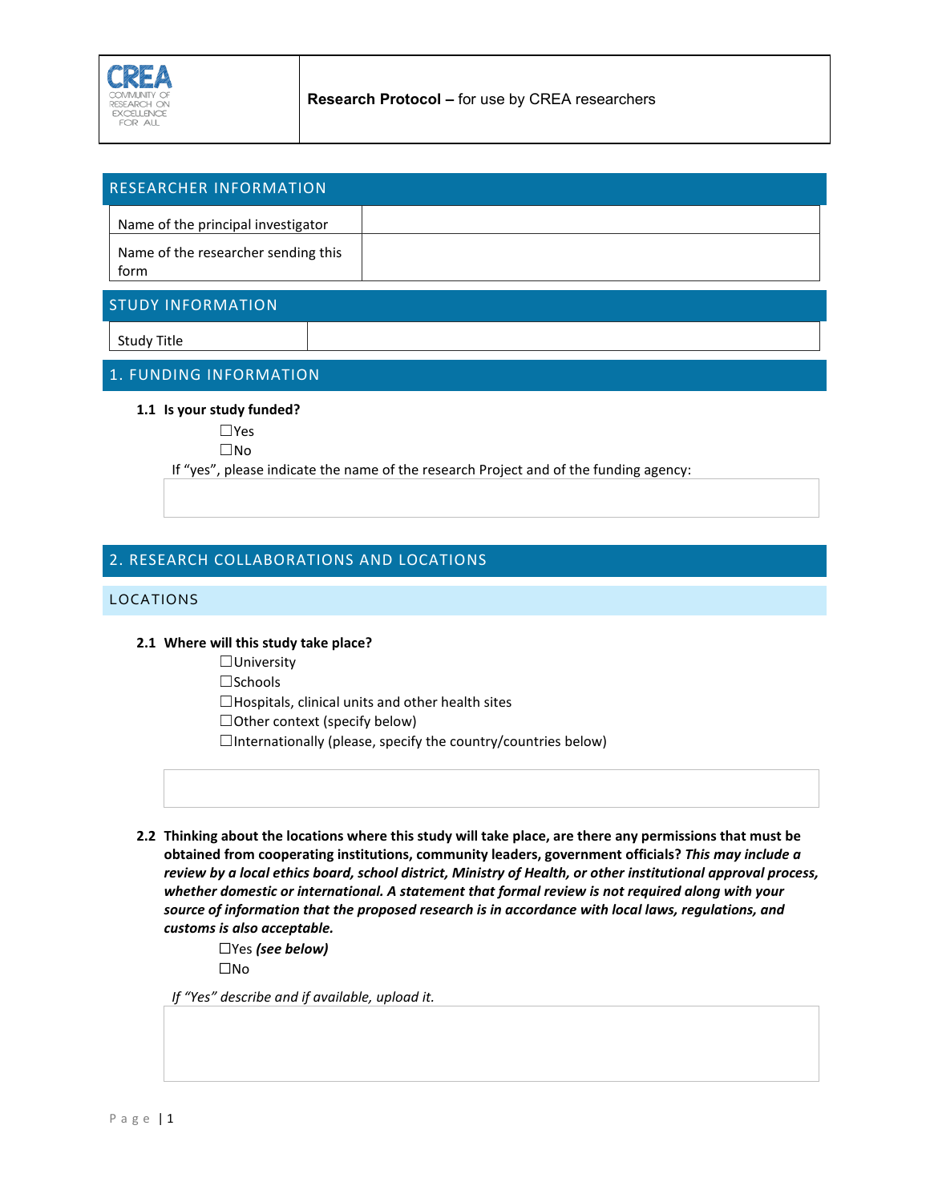| CREA COMMUNITY OF RESEARCH ON EXCELLENCE FOR ALL | **Research Protocol –** for use by CREA researchers |
|---|---|

## RESEARCHER INFORMATION

| Name of the principal investigator | |
|---|---|
| Name of the researcher sending this form | |

## STUDY INFORMATION

| Study Title | |
|---|---|

## 1. FUNDING INFORMATION

**1.1 Is your study funded?**

☐Yes
☐No

If "yes", please indicate the name of the research Project and of the funding agency:

## 2. RESEARCH COLLABORATIONS AND LOCATIONS

### LOCATIONS

**2.1 Where will this study take place?**

☐University
☐Schools
☐Hospitals, clinical units and other health sites
☐Other context (specify below)
☐Internationally (please, specify the country/countries below)

**2.2 Thinking about the locations where this study will take place, are there any permissions that must be obtained from cooperating institutions, community leaders, government officials?** ***This may include a review by a local ethics board, school district, Ministry of Health, or other institutional approval process, whether domestic or international. A statement that formal review is not required along with your source of information that the proposed research is in accordance with local laws, regulations, and customs is also acceptable.***

☐Yes ***(see below)***
☐No

*If "Yes" describe and if available, upload it.*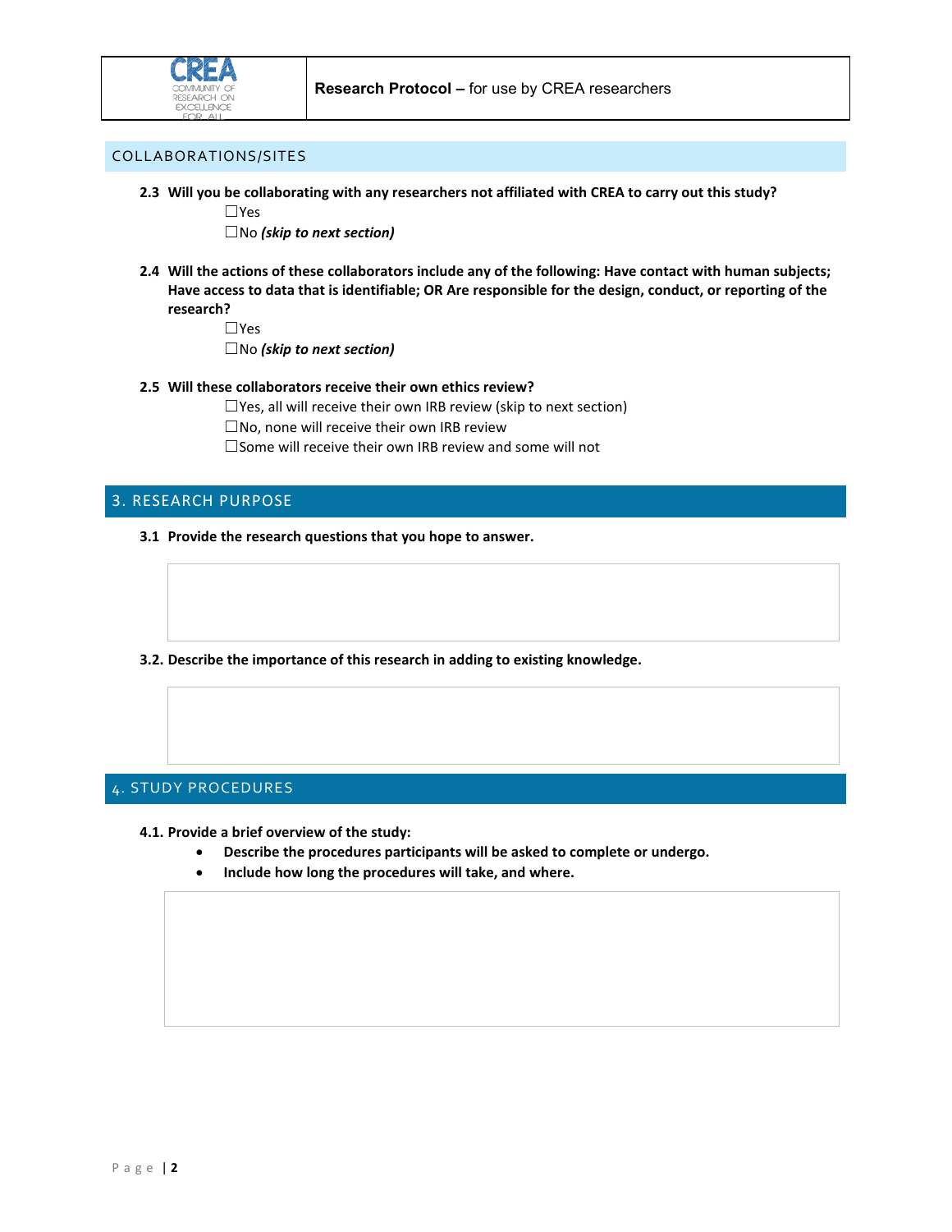## COLLABORATIONS/SITES

**2.3 Will you be collaborating with any researchers not affiliated with CREA to carry out this study?**

☐Yes

☐No ***(skip to next section)***

**2.4 Will the actions of these collaborators include any of the following: Have contact with human subjects; Have access to data that is identifiable; OR Are responsible for the design, conduct, or reporting of the research?**

☐Yes

☐No ***(skip to next section)***

**2.5 Will these collaborators receive their own ethics review?**

☐Yes, all will receive their own IRB review (skip to next section)

☐No, none will receive their own IRB review

☐Some will receive their own IRB review and some will not

## 3. RESEARCH PURPOSE

**3.1 Provide the research questions that you hope to answer.**

**3.2. Describe the importance of this research in adding to existing knowledge.**

## 4. STUDY PROCEDURES

**4.1. Provide a brief overview of the study:**

- **Describe the procedures participants will be asked to complete or undergo.**
- **Include how long the procedures will take, and where.**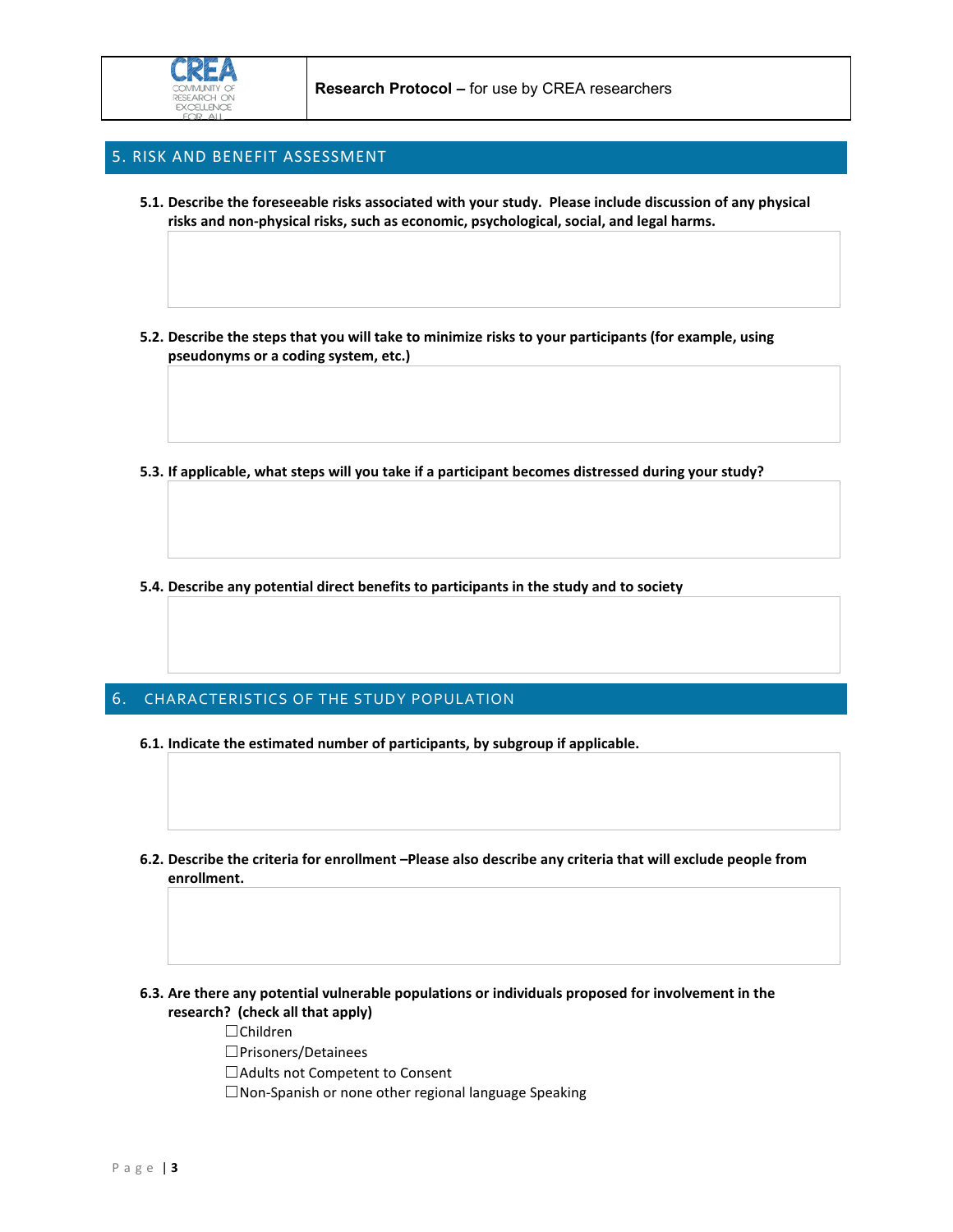## 5. RISK AND BENEFIT ASSESSMENT

**5.1. Describe the foreseeable risks associated with your study. Please include discussion of any physical risks and non-physical risks, such as economic, psychological, social, and legal harms.**

**5.2. Describe the steps that you will take to minimize risks to your participants (for example, using pseudonyms or a coding system, etc.)**

**5.3. If applicable, what steps will you take if a participant becomes distressed during your study?**

**5.4. Describe any potential direct benefits to participants in the study and to society**

## 6. CHARACTERISTICS OF THE STUDY POPULATION

**6.1. Indicate the estimated number of participants, by subgroup if applicable.**

**6.2. Describe the criteria for enrollment –Please also describe any criteria that will exclude people from enrollment.**

**6.3. Are there any potential vulnerable populations or individuals proposed for involvement in the research? (check all that apply)**

- ☐Children
- ☐Prisoners/Detainees
- ☐Adults not Competent to Consent
- ☐Non-Spanish or none other regional language Speaking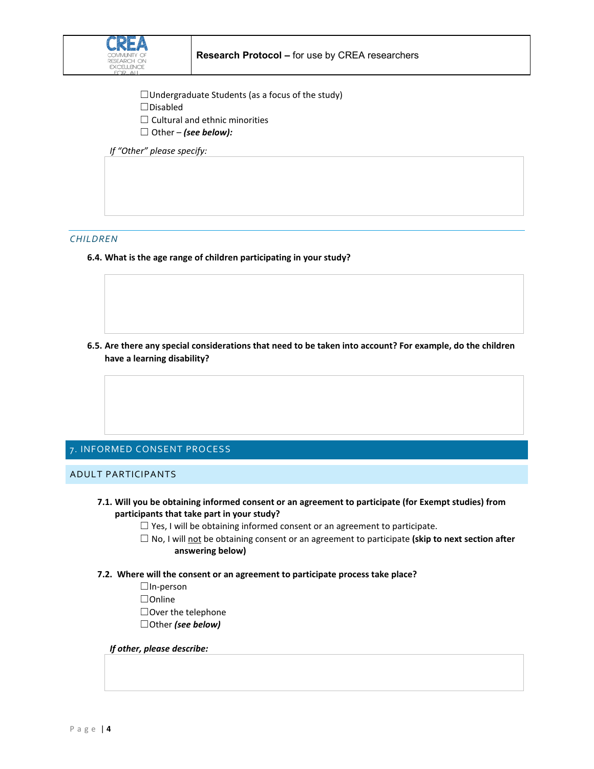☐Undergraduate Students (as a focus of the study)
☐Disabled
☐ Cultural and ethnic minorities
☐ Other – ***(see below):***

*If "Other" please specify:*

### CHILDREN

**6.4. What is the age range of children participating in your study?**

**6.5. Are there any special considerations that need to be taken into account? For example, do the children have a learning disability?**

## 7. INFORMED CONSENT PROCESS

### ADULT PARTICIPANTS

**7.1. Will you be obtaining informed consent or an agreement to participate (for Exempt studies) from participants that take part in your study?**

☐ Yes, I will be obtaining informed consent or an agreement to participate.
☐ No, I will not be obtaining consent or an agreement to participate **(skip to next section after answering below)**

**7.2. Where will the consent or an agreement to participate process take place?**

☐In-person
☐Online
☐Over the telephone
☐Other ***(see below)***

***If other, please describe:***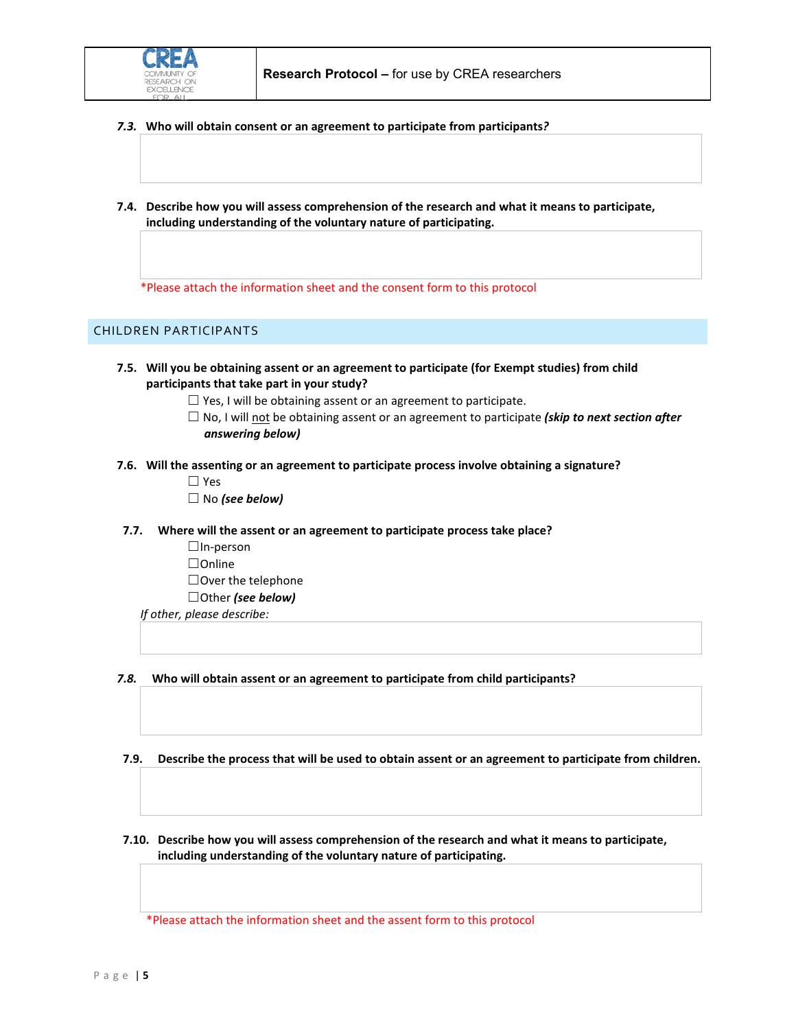**7.3. Who will obtain consent or an agreement to participate from participants?**

**7.4. Describe how you will assess comprehension of the research and what it means to participate, including understanding of the voluntary nature of participating.**

*Please attach the information sheet and the consent form to this protocol

## CHILDREN PARTICIPANTS

**7.5. Will you be obtaining assent or an agreement to participate (for Exempt studies) from child participants that take part in your study?**

- ☐ Yes, I will be obtaining assent or an agreement to participate.
- ☐ No, I will not be obtaining assent or an agreement to participate ***(skip to next section after answering below)***

**7.6. Will the assenting or an agreement to participate process involve obtaining a signature?**

- ☐ Yes
- ☐ No ***(see below)***

**7.7. Where will the assent or an agreement to participate process take place?**

- ☐In-person
- ☐Online
- ☐Over the telephone
- ☐Other ***(see below)***

*If other, please describe:*

**7.8. Who will obtain assent or an agreement to participate from child participants?**

**7.9. Describe the process that will be used to obtain assent or an agreement to participate from children.**

**7.10. Describe how you will assess comprehension of the research and what it means to participate, including understanding of the voluntary nature of participating.**

*Please attach the information sheet and the assent form to this protocol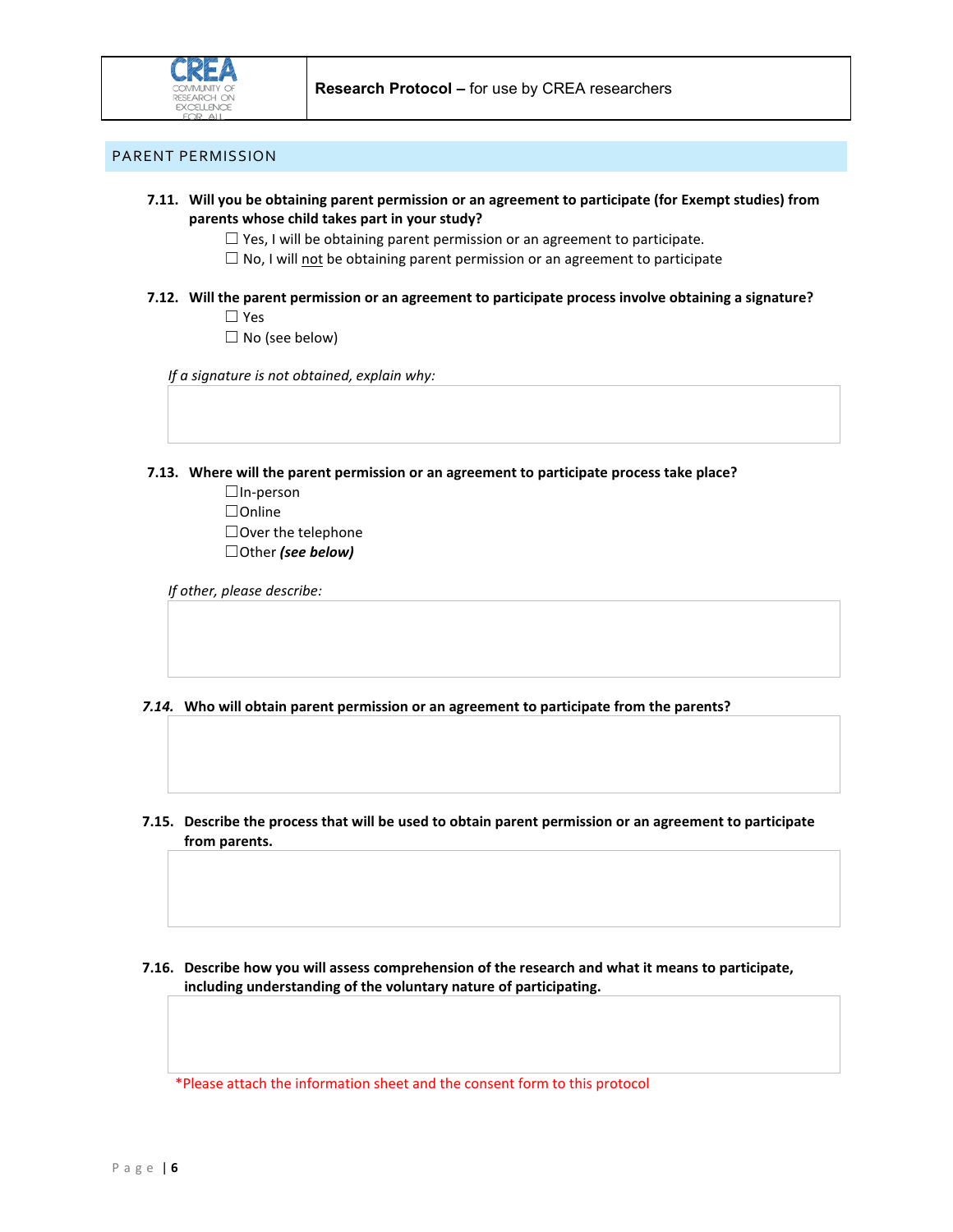## PARENT PERMISSION

**7.11. Will you be obtaining parent permission or an agreement to participate (for Exempt studies) from parents whose child takes part in your study?**

☐ Yes, I will be obtaining parent permission or an agreement to participate.

☐ No, I will not be obtaining parent permission or an agreement to participate

**7.12. Will the parent permission or an agreement to participate process involve obtaining a signature?**

☐ Yes

☐ No (see below)

*If a signature is not obtained, explain why:*

**7.13. Where will the parent permission or an agreement to participate process take place?**

☐In-person

☐Online

☐Over the telephone

☐Other ***(see below)***

*If other, please describe:*

***7.14.*** **Who will obtain parent permission or an agreement to participate from the parents?**

**7.15. Describe the process that will be used to obtain parent permission or an agreement to participate from parents.**

**7.16. Describe how you will assess comprehension of the research and what it means to participate, including understanding of the voluntary nature of participating.**

*Please attach the information sheet and the consent form to this protocol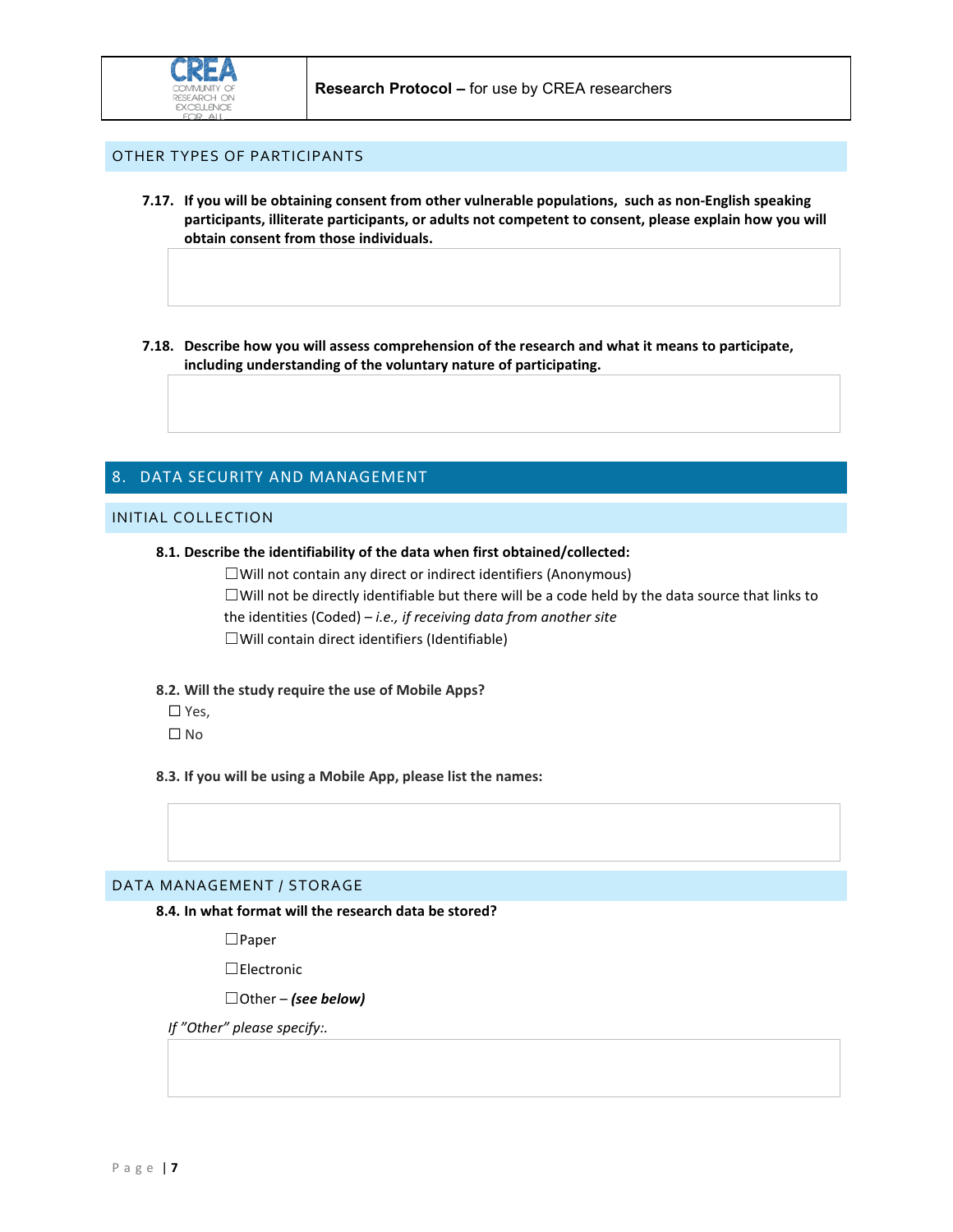## OTHER TYPES OF PARTICIPANTS

**7.17. If you will be obtaining consent from other vulnerable populations, such as non-English speaking participants, illiterate participants, or adults not competent to consent, please explain how you will obtain consent from those individuals.**

**7.18. Describe how you will assess comprehension of the research and what it means to participate, including understanding of the voluntary nature of participating.**

# 8. DATA SECURITY AND MANAGEMENT

## INITIAL COLLECTION

**8.1. Describe the identifiability of the data when first obtained/collected:**

☐Will not contain any direct or indirect identifiers (Anonymous)

☐Will not be directly identifiable but there will be a code held by the data source that links to the identities (Coded) – *i.e., if receiving data from another site*

☐Will contain direct identifiers (Identifiable)

**8.2. Will the study require the use of Mobile Apps?**

☐ Yes,

☐ No

**8.3. If you will be using a Mobile App, please list the names:**

## DATA MANAGEMENT / STORAGE

**8.4. In what format will the research data be stored?**

☐Paper

☐Electronic

☐Other – ***(see below)***

*If "Other" please specify:.*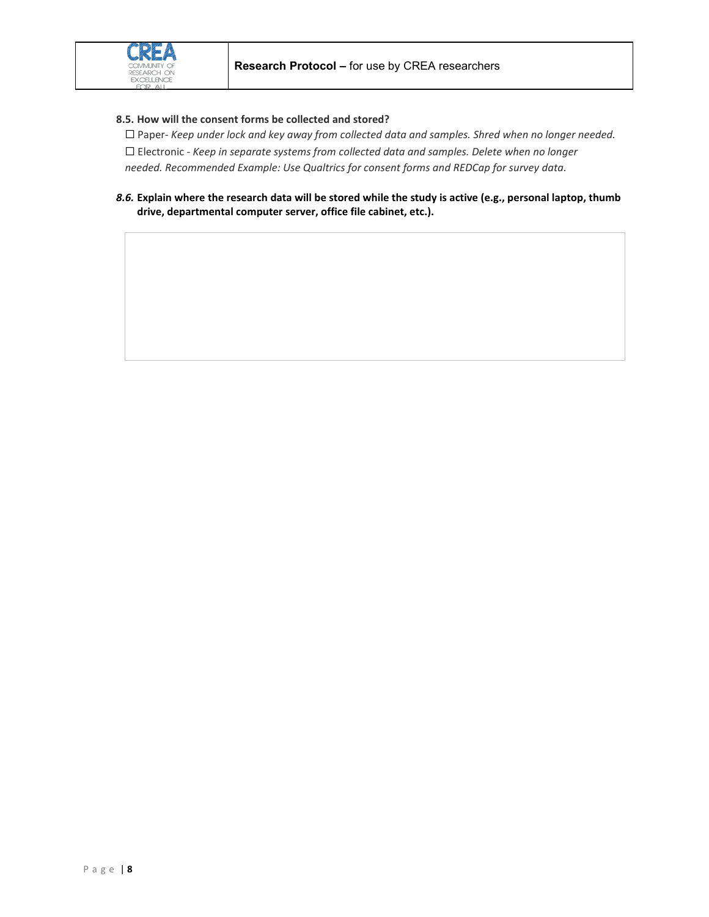**8.5. How will the consent forms be collected and stored?**

☐ Paper- *Keep under lock and key away from collected data and samples. Shred when no longer needed.*

☐ Electronic - *Keep in separate systems from collected data and samples. Delete when no longer needed. Recommended Example: Use Qualtrics for consent forms and REDCap for survey data.*

***8.6.*** **Explain where the research data will be stored while the study is active (e.g., personal laptop, thumb drive, departmental computer server, office file cabinet, etc.).**